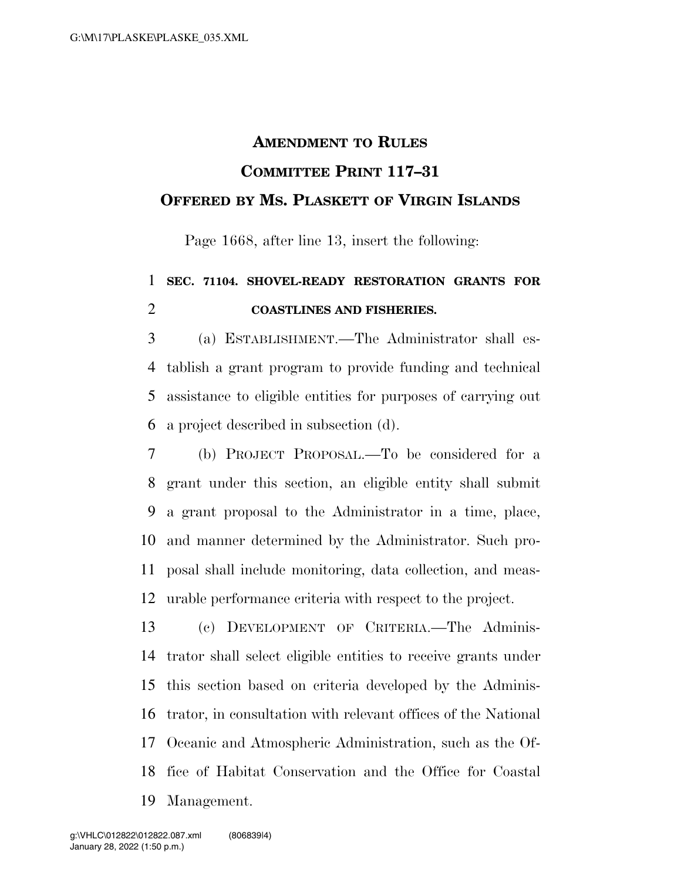# AMENDMENT TO RULES COMMITTEE PRINT 117–31

## OFFERED BY MS. PLASKETT OF VIRGIN ISLANDS

Page 1668, after line 13, insert the following:

**SEC. 71104. SHOVEL-READY RESTORATION GRANTS FOR COASTLINES AND FISHERIES.**

(a) ESTABLISHMENT.—The Administrator shall establish a grant program to provide funding and technical assistance to eligible entities for purposes of carrying out a project described in subsection (d).

(b) PROJECT PROPOSAL.—To be considered for a grant under this section, an eligible entity shall submit a grant proposal to the Administrator in a time, place, and manner determined by the Administrator. Such proposal shall include monitoring, data collection, and measurable performance criteria with respect to the project.

(c) DEVELOPMENT OF CRITERIA.—The Administrator shall select eligible entities to receive grants under this section based on criteria developed by the Administrator, in consultation with relevant offices of the National Oceanic and Atmospheric Administration, such as the Office of Habitat Conservation and the Office for Coastal Management.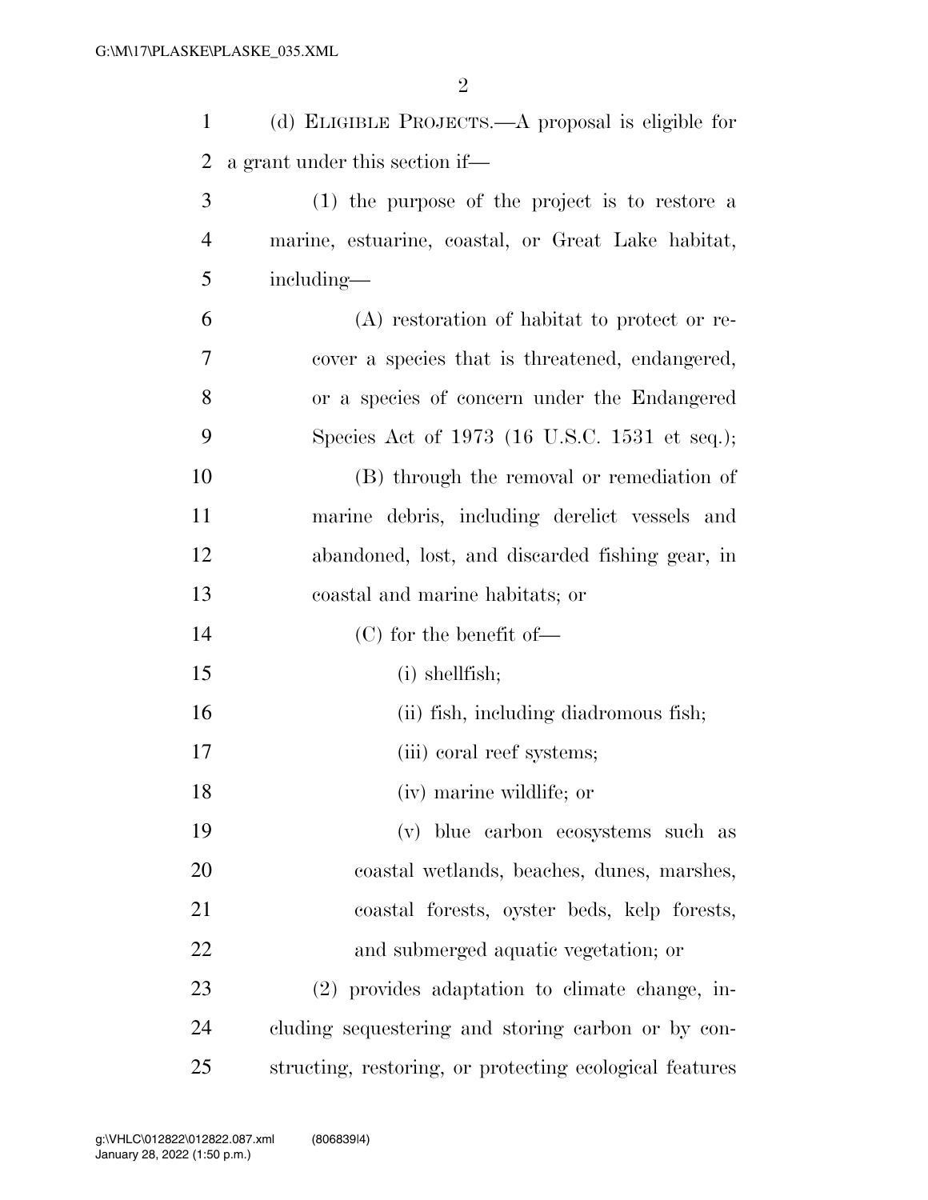(d) ELIGIBLE PROJECTS.—A proposal is eligible for a grant under this section if—

(1) the purpose of the project is to restore a marine, estuarine, coastal, or Great Lake habitat, including—

(A) restoration of habitat to protect or recover a species that is threatened, endangered, or a species of concern under the Endangered Species Act of 1973 (16 U.S.C. 1531 et seq.);

(B) through the removal or remediation of marine debris, including derelict vessels and abandoned, lost, and discarded fishing gear, in coastal and marine habitats; or

(C) for the benefit of—

(i) shellfish;

(ii) fish, including diadromous fish;

(iii) coral reef systems;

(iv) marine wildlife; or

(v) blue carbon ecosystems such as coastal wetlands, beaches, dunes, marshes, coastal forests, oyster beds, kelp forests, and submerged aquatic vegetation; or

(2) provides adaptation to climate change, including sequestering and storing carbon or by constructing, restoring, or protecting ecological features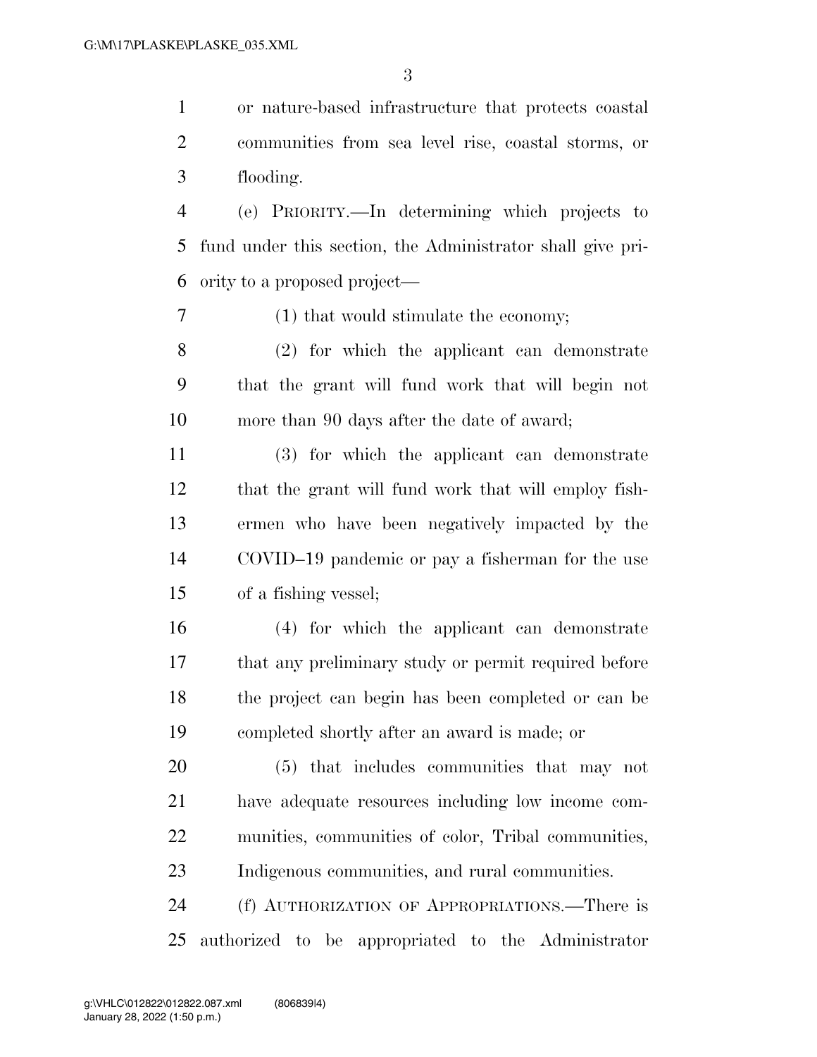or nature-based infrastructure that protects coastal communities from sea level rise, coastal storms, or flooding.

(e) PRIORITY.—In determining which projects to fund under this section, the Administrator shall give priority to a proposed project—

(1) that would stimulate the economy;

(2) for which the applicant can demonstrate that the grant will fund work that will begin not more than 90 days after the date of award;

(3) for which the applicant can demonstrate that the grant will fund work that will employ fishermen who have been negatively impacted by the COVID–19 pandemic or pay a fisherman for the use of a fishing vessel;

(4) for which the applicant can demonstrate that any preliminary study or permit required before the project can begin has been completed or can be completed shortly after an award is made; or

(5) that includes communities that may not have adequate resources including low income communities, communities of color, Tribal communities, Indigenous communities, and rural communities.

(f) AUTHORIZATION OF APPROPRIATIONS.—There is authorized to be appropriated to the Administrator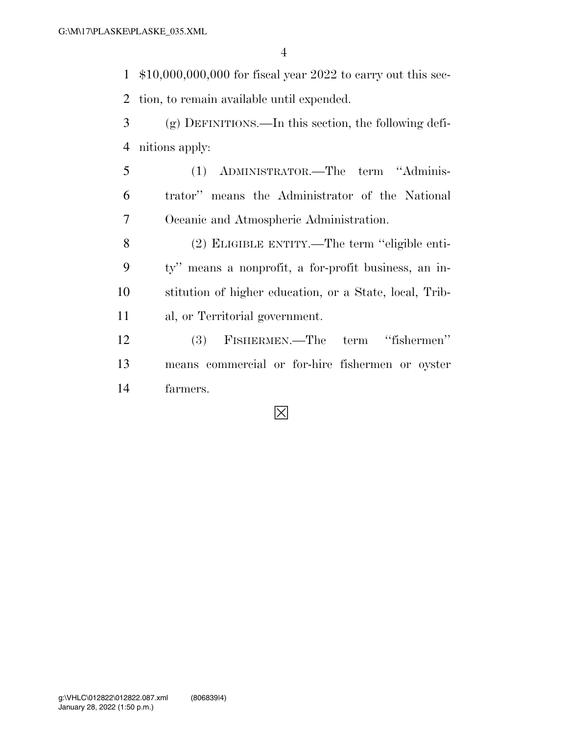$10,000,000,000 for fiscal year 2022 to carry out this section, to remain available until expended.

(g) DEFINITIONS.—In this section, the following definitions apply:

(1) ADMINISTRATOR.—The term ''Administrator'' means the Administrator of the National Oceanic and Atmospheric Administration.

(2) ELIGIBLE ENTITY.—The term ''eligible entity'' means a nonprofit, a for-profit business, an institution of higher education, or a State, local, Tribal, or Territorial government.

(3) FISHERMEN.—The term ''fishermen'' means commercial or for-hire fishermen or oyster farmers.